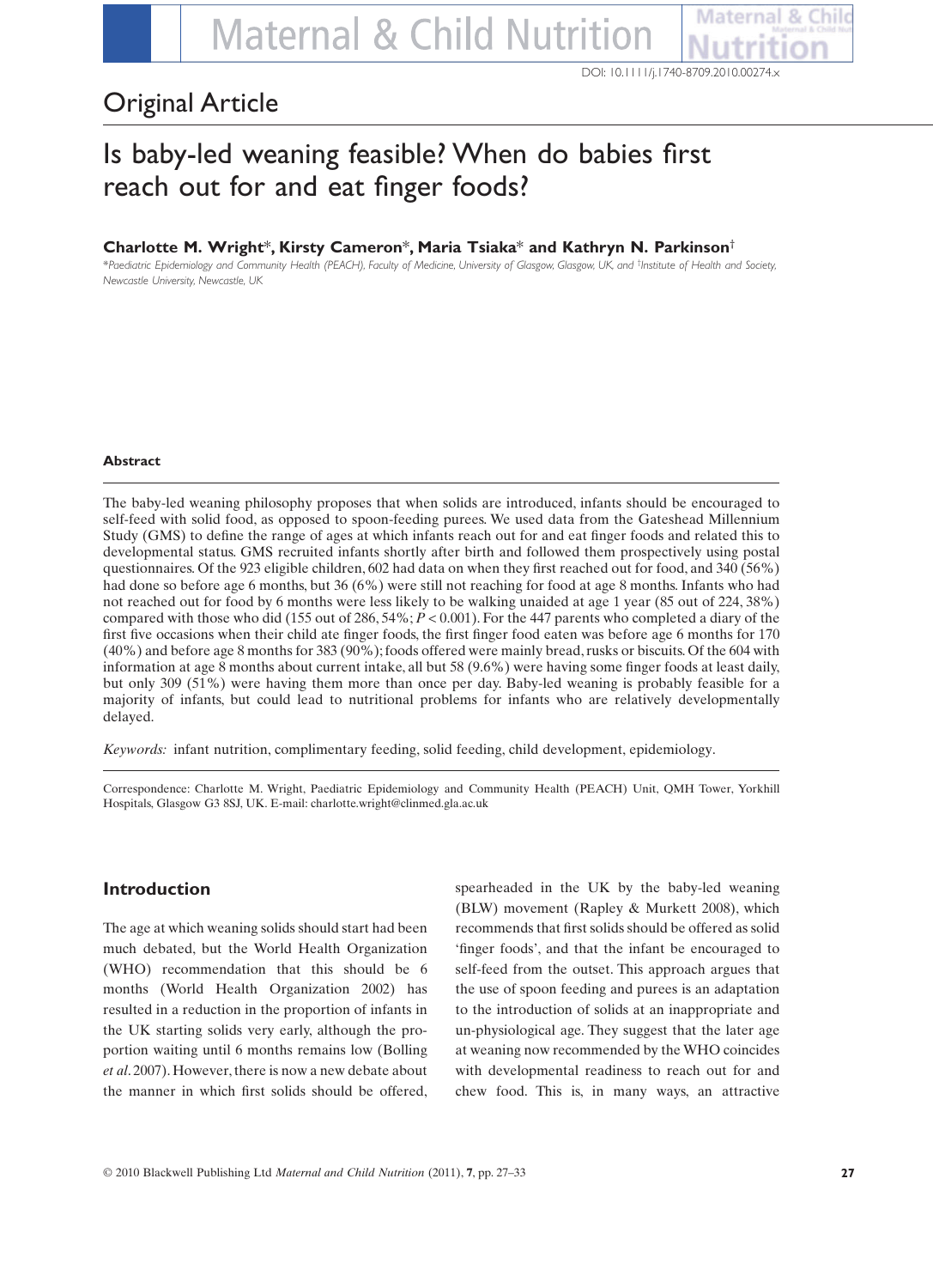Original Article

# Is baby-led weaning feasible? When do babies first reach out for and eat finger foods?

**Charlotte M. Wright*, Kirsty Cameron*, Maria Tsiaka* and Kathryn N. Parkinson†**

*Paediatric Epidemiology and Community Health (PEACH), Faculty of Medicine, University of Glasgow, Glasgow, UK, and †Institute of Health and Society, Newcastle University, Newcastle, UK*

### Abstract

The baby-led weaning philosophy proposes that when solids are introduced, infants should be encouraged to self-feed with solid food, as opposed to spoon-feeding purees. We used data from the Gateshead Millennium Study (GMS) to define the range of ages at which infants reach out for and eat finger foods and related this to developmental status. GMS recruited infants shortly after birth and followed them prospectively using postal questionnaires. Of the 923 eligible children, 602 had data on when they first reached out for food, and 340 (56%) had done so before age 6 months, but 36 (6%) were still not reaching for food at age 8 months. Infants who had not reached out for food by 6 months were less likely to be walking unaided at age 1 year (85 out of 224, 38%) compared with those who did (155 out of 286, 54%; $P < 0.001$). For the 447 parents who completed a diary of the first five occasions when their child ate finger foods, the first finger food eaten was before age 6 months for 170 (40%) and before age 8 months for 383 (90%); foods offered were mainly bread, rusks or biscuits. Of the 604 with information at age 8 months about current intake, all but 58 (9.6%) were having some finger foods at least daily, but only 309 (51%) were having them more than once per day. Baby-led weaning is probably feasible for a majority of infants, but could lead to nutritional problems for infants who are relatively developmentally delayed.

*Keywords:* infant nutrition, complimentary feeding, solid feeding, child development, epidemiology.

Correspondence: Charlotte M. Wright, Paediatric Epidemiology and Community Health (PEACH) Unit, QMH Tower, Yorkhill Hospitals, Glasgow G3 8SJ, UK. E-mail: charlotte.wright@clinmed.gla.ac.uk

## Introduction

The age at which weaning solids should start had been much debated, but the World Health Organization (WHO) recommendation that this should be 6 months (World Health Organization 2002) has resulted in a reduction in the proportion of infants in the UK starting solids very early, although the proportion waiting until 6 months remains low (Bolling *et al*. 2007). However, there is now a new debate about the manner in which first solids should be offered, spearheaded in the UK by the baby-led weaning (BLW) movement (Rapley & Murkett 2008), which recommends that first solids should be offered as solid 'finger foods', and that the infant be encouraged to self-feed from the outset. This approach argues that the use of spoon feeding and purees is an adaptation to the introduction of solids at an inappropriate and un-physiological age. They suggest that the later age at weaning now recommended by the WHO coincides with developmental readiness to reach out for and chew food. This is, in many ways, an attractive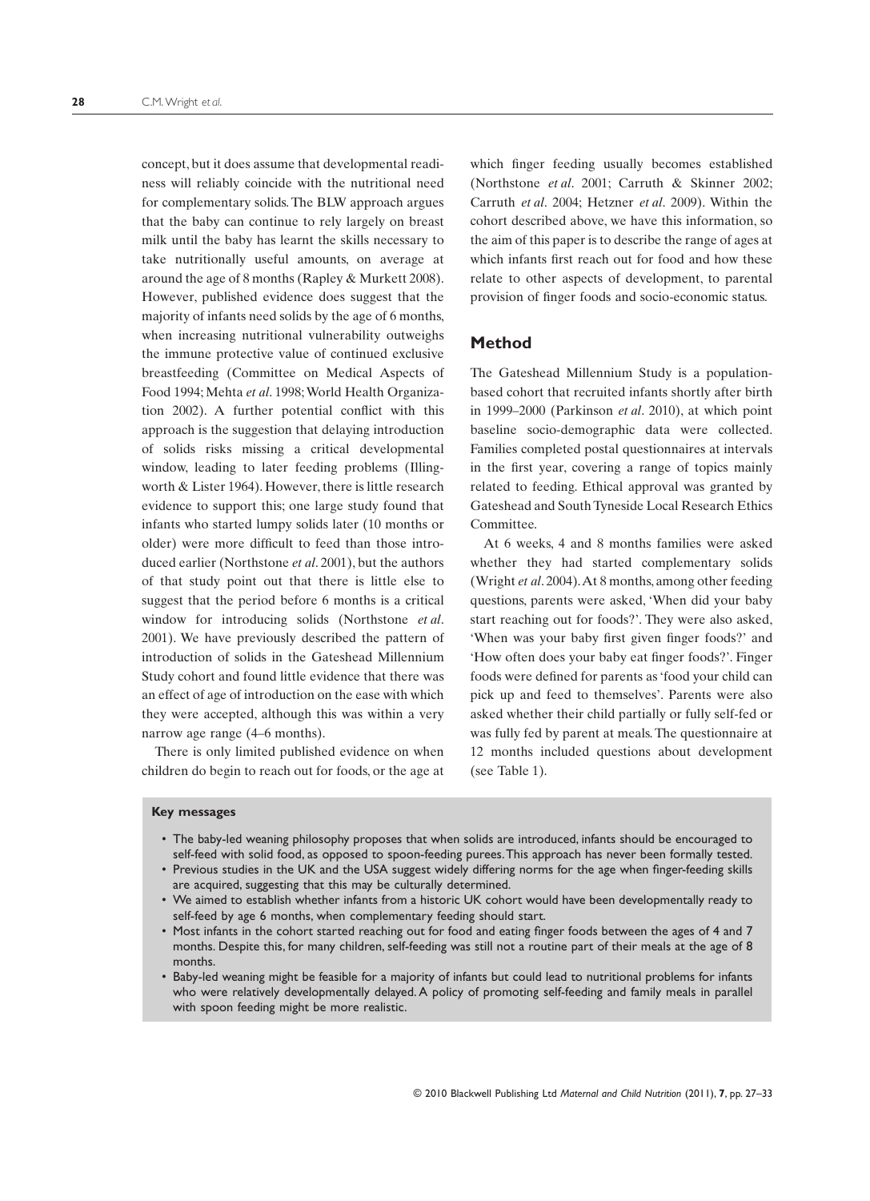concept, but it does assume that developmental readiness will reliably coincide with the nutritional need for complementary solids. The BLW approach argues that the baby can continue to rely largely on breast milk until the baby has learnt the skills necessary to take nutritionally useful amounts, on average at around the age of 8 months (Rapley & Murkett 2008). However, published evidence does suggest that the majority of infants need solids by the age of 6 months, when increasing nutritional vulnerability outweighs the immune protective value of continued exclusive breastfeeding (Committee on Medical Aspects of Food 1994; Mehta *et al*. 1998; World Health Organization 2002). A further potential conflict with this approach is the suggestion that delaying introduction of solids risks missing a critical developmental window, leading to later feeding problems (Illingworth & Lister 1964). However, there is little research evidence to support this; one large study found that infants who started lumpy solids later (10 months or older) were more difficult to feed than those introduced earlier (Northstone *et al*. 2001), but the authors of that study point out that there is little else to suggest that the period before 6 months is a critical window for introducing solids (Northstone *et al*. 2001). We have previously described the pattern of introduction of solids in the Gateshead Millennium Study cohort and found little evidence that there was an effect of age of introduction on the ease with which they were accepted, although this was within a very narrow age range (4–6 months).

There is only limited published evidence on when children do begin to reach out for foods, or the age at which finger feeding usually becomes established (Northstone *et al*. 2001; Carruth & Skinner 2002; Carruth *et al*. 2004; Hetzner *et al*. 2009). Within the cohort described above, we have this information, so the aim of this paper is to describe the range of ages at which infants first reach out for food and how these relate to other aspects of development, to parental provision of finger foods and socio-economic status.

## Method

The Gateshead Millennium Study is a population-based cohort that recruited infants shortly after birth in 1999–2000 (Parkinson *et al*. 2010), at which point baseline socio-demographic data were collected. Families completed postal questionnaires at intervals in the first year, covering a range of topics mainly related to feeding. Ethical approval was granted by Gateshead and South Tyneside Local Research Ethics Committee.

At 6 weeks, 4 and 8 months families were asked whether they had started complementary solids (Wright *et al*. 2004). At 8 months, among other feeding questions, parents were asked, 'When did your baby start reaching out for foods?'. They were also asked, 'When was your baby first given finger foods?' and 'How often does your baby eat finger foods?'. Finger foods were defined for parents as 'food your child can pick up and feed to themselves'. Parents were also asked whether their child partially or fully self-fed or was fully fed by parent at meals. The questionnaire at 12 months included questions about development (see Table 1).

**Key messages**

- The baby-led weaning philosophy proposes that when solids are introduced, infants should be encouraged to self-feed with solid food, as opposed to spoon-feeding purees. This approach has never been formally tested.
- Previous studies in the UK and the USA suggest widely differing norms for the age when finger-feeding skills are acquired, suggesting that this may be culturally determined.
- We aimed to establish whether infants from a historic UK cohort would have been developmentally ready to self-feed by age 6 months, when complementary feeding should start.
- Most infants in the cohort started reaching out for food and eating finger foods between the ages of 4 and 7 months. Despite this, for many children, self-feeding was still not a routine part of their meals at the age of 8 months.
- Baby-led weaning might be feasible for a majority of infants but could lead to nutritional problems for infants who were relatively developmentally delayed. A policy of promoting self-feeding and family meals in parallel with spoon feeding might be more realistic.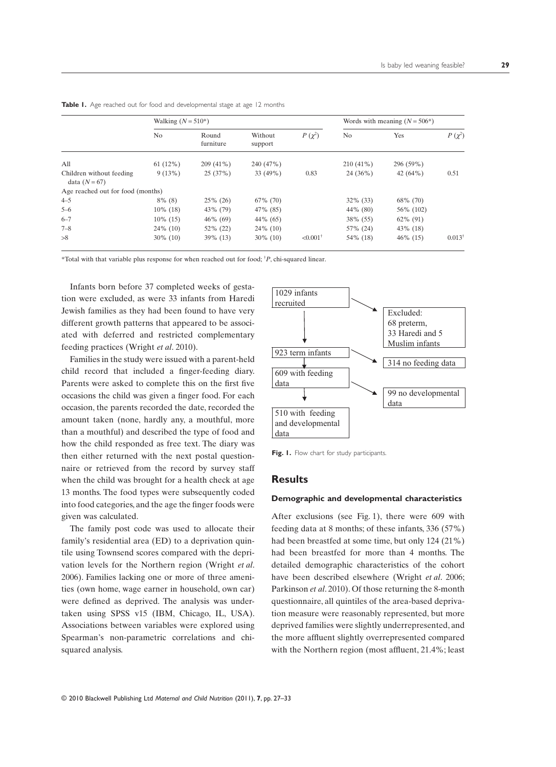**Table 1.** Age reached out for food and developmental stage at age 12 months

| | Walking ($N = 510$*) | | | | Words with meaning ($N = 506$*) | | |
|---|---|---|---|---|---|---|---|
| | No | Round furniture | Without support | $P$ ($\chi^2$) | No | Yes | $P$ ($\chi^2$) |
| All | 61 (12%) | 209 (41%) | 240 (47%) | | 210 (41%) | 296 (59%) | |
| Children without feeding data ($N = 67$) | 9 (13%) | 25 (37%) | 33 (49%) | 0.83 | 24 (36%) | 42 (64%) | 0.51 |
| Age reached out for food (months) | | | | | | | |
| 4–5 | 8% (8) | 25% (26) | 67% (70) | | 32% (33) | 68% (70) | |
| 5–6 | 10% (18) | 43% (79) | 47% (85) | | 44% (80) | 56% (102) | |
| 6–7 | 10% (15) | 46% (69) | 44% (65) | | 38% (55) | 62% (91) | |
| 7–8 | 24% (10) | 52% (22) | 24% (10) | | 57% (24) | 43% (18) | |
| >8 | 30% (10) | 39% (13) | 30% (10) | <0.001† | 54% (18) | 46% (15) | 0.013† |

*Total with that variable plus response for when reached out for food; †$P$, chi-squared linear.

Infants born before 37 completed weeks of gestation were excluded, as were 33 infants from Haredi Jewish families as they had been found to have very different growth patterns that appeared to be associated with deferred and restricted complementary feeding practices (Wright *et al*. 2010).

Families in the study were issued with a parent-held child record that included a finger-feeding diary. Parents were asked to complete this on the first five occasions the child was given a finger food. For each occasion, the parents recorded the date, recorded the amount taken (none, hardly any, a mouthful, more than a mouthful) and described the type of food and how the child responded as free text. The diary was then either returned with the next postal questionnaire or retrieved from the record by survey staff when the child was brought for a health check at age 13 months. The food types were subsequently coded into food categories, and the age the finger foods were given was calculated.

The family post code was used to allocate their family's residential area (ED) to a deprivation quintile using Townsend scores compared with the deprivation levels for the Northern region (Wright *et al*. 2006). Families lacking one or more of three amenities (own home, wage earner in household, own car) were defined as deprived. The analysis was undertaken using SPSS v15 (IBM, Chicago, IL, USA). Associations between variables were explored using Spearman's non-parametric correlations and chi-squared analysis.

1029 infants recruited → Excluded: 68 preterm, 33 Haredi and 5 Muslim infants

923 term infants → 314 no feeding data

609 with feeding data → 99 no developmental data

510 with feeding and developmental data

**Fig. 1.** Flow chart for study participants.

## Results

### Demographic and developmental characteristics

After exclusions (see Fig. 1), there were 609 with feeding data at 8 months; of these infants, 336 (57%) had been breastfed at some time, but only 124 (21%) had been breastfed for more than 4 months. The detailed demographic characteristics of the cohort have been described elsewhere (Wright *et al*. 2006; Parkinson *et al*. 2010). Of those returning the 8-month questionnaire, all quintiles of the area-based deprivation measure were reasonably represented, but more deprived families were slightly underrepresented, and the more affluent slightly overrepresented compared with the Northern region (most affluent, 21.4%; least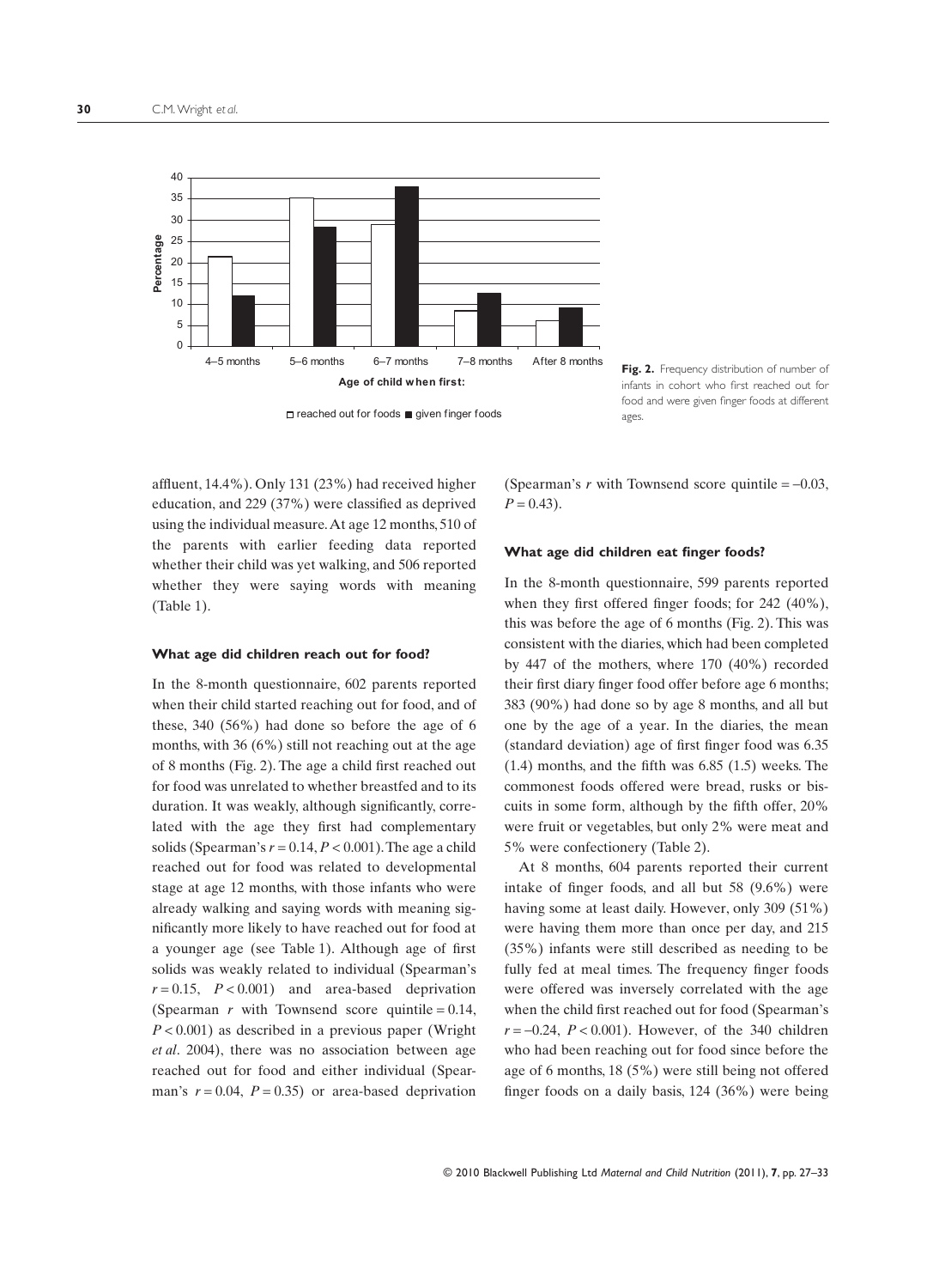**Fig. 2.** Frequency distribution of number of infants in cohort who first reached out for food and were given finger foods at different ages.

affluent, 14.4%). Only 131 (23%) had received higher education, and 229 (37%) were classified as deprived using the individual measure. At age 12 months, 510 of the parents with earlier feeding data reported whether their child was yet walking, and 506 reported whether they were saying words with meaning (Table 1).

### What age did children reach out for food?

In the 8-month questionnaire, 602 parents reported when their child started reaching out for food, and of these, 340 (56%) had done so before the age of 6 months, with 36 (6%) still not reaching out at the age of 8 months (Fig. 2). The age a child first reached out for food was unrelated to whether breastfed and to its duration. It was weakly, although significantly, correlated with the age they first had complementary solids (Spearman's $r = 0.14$, $P < 0.001$). The age a child reached out for food was related to developmental stage at age 12 months, with those infants who were already walking and saying words with meaning significantly more likely to have reached out for food at a younger age (see Table 1). Although age of first solids was weakly related to individual (Spearman's $r = 0.15$, $P < 0.001$) and area-based deprivation (Spearman $r$ with Townsend score quintile = 0.14, $P < 0.001$) as described in a previous paper (Wright *et al*. 2004), there was no association between age reached out for food and either individual (Spearman's $r = 0.04$, $P = 0.35$) or area-based deprivation (Spearman's $r$ with Townsend score quintile = –0.03, $P = 0.43$).

### What age did children eat finger foods?

In the 8-month questionnaire, 599 parents reported when they first offered finger foods; for 242 (40%), this was before the age of 6 months (Fig. 2). This was consistent with the diaries, which had been completed by 447 of the mothers, where 170 (40%) recorded their first diary finger food offer before age 6 months; 383 (90%) had done so by age 8 months, and all but one by the age of a year. In the diaries, the mean (standard deviation) age of first finger food was 6.35 (1.4) months, and the fifth was 6.85 (1.5) weeks. The commonest foods offered were bread, rusks or biscuits in some form, although by the fifth offer, 20% were fruit or vegetables, but only 2% were meat and 5% were confectionery (Table 2).

At 8 months, 604 parents reported their current intake of finger foods, and all but 58 (9.6%) were having some at least daily. However, only 309 (51%) were having them more than once per day, and 215 (35%) infants were still described as needing to be fully fed at meal times. The frequency finger foods were offered was inversely correlated with the age when the child first reached out for food (Spearman's $r = -0.24$, $P < 0.001$). However, of the 340 children who had been reaching out for food since before the age of 6 months, 18 (5%) were still being not offered finger foods on a daily basis, 124 (36%) were being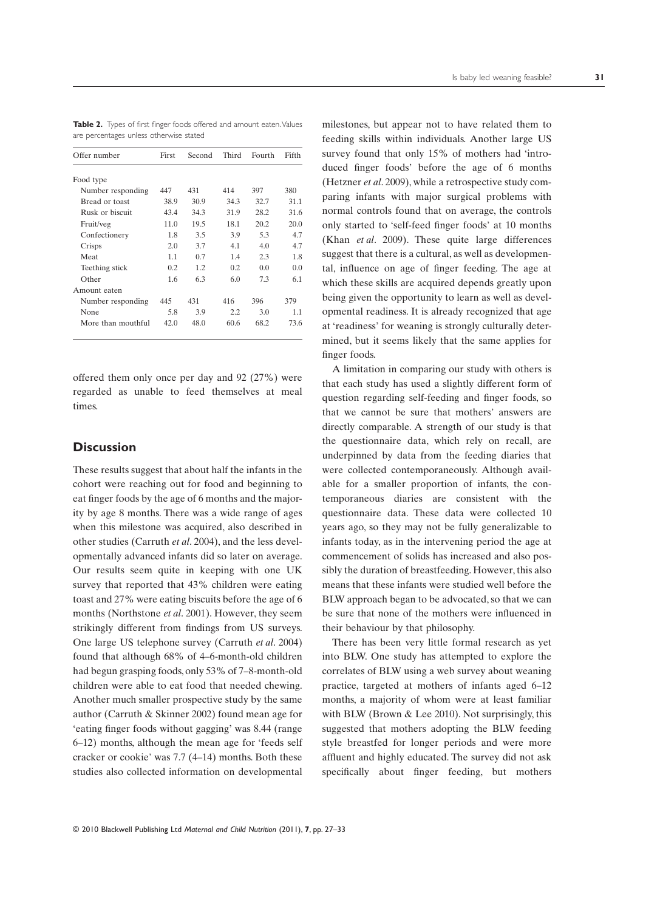**Table 2.** Types of first finger foods offered and amount eaten. Values are percentages unless otherwise stated

| Offer number | First | Second | Third | Fourth | Fifth |
|---|---|---|---|---|---|
| Food type | | | | | |
| Number responding | 447 | 431 | 414 | 397 | 380 |
| Bread or toast | 38.9 | 30.9 | 34.3 | 32.7 | 31.1 |
| Rusk or biscuit | 43.4 | 34.3 | 31.9 | 28.2 | 31.6 |
| Fruit/veg | 11.0 | 19.5 | 18.1 | 20.2 | 20.0 |
| Confectionery | 1.8 | 3.5 | 3.9 | 5.3 | 4.7 |
| Crisps | 2.0 | 3.7 | 4.1 | 4.0 | 4.7 |
| Meat | 1.1 | 0.7 | 1.4 | 2.3 | 1.8 |
| Teething stick | 0.2 | 1.2 | 0.2 | 0.0 | 0.0 |
| Other | 1.6 | 6.3 | 6.0 | 7.3 | 6.1 |
| Amount eaten | | | | | |
| Number responding | 445 | 431 | 416 | 396 | 379 |
| None | 5.8 | 3.9 | 2.2 | 3.0 | 1.1 |
| More than mouthful | 42.0 | 48.0 | 60.6 | 68.2 | 73.6 |

offered them only once per day and 92 (27%) were regarded as unable to feed themselves at meal times.

## Discussion

These results suggest that about half the infants in the cohort were reaching out for food and beginning to eat finger foods by the age of 6 months and the majority by age 8 months. There was a wide range of ages when this milestone was acquired, also described in other studies (Carruth *et al*. 2004), and the less developmentally advanced infants did so later on average. Our results seem quite in keeping with one UK survey that reported that 43% children were eating toast and 27% were eating biscuits before the age of 6 months (Northstone *et al*. 2001). However, they seem strikingly different from findings from US surveys. One large US telephone survey (Carruth *et al*. 2004) found that although 68% of 4–6-month-old children had begun grasping foods, only 53% of 7–8-month-old children were able to eat food that needed chewing. Another much smaller prospective study by the same author (Carruth & Skinner 2002) found mean age for 'eating finger foods without gagging' was 8.44 (range 6–12) months, although the mean age for 'feeds self cracker or cookie' was 7.7 (4–14) months. Both these studies also collected information on developmental milestones, but appear not to have related them to feeding skills within individuals. Another large US survey found that only 15% of mothers had 'introduced finger foods' before the age of 6 months (Hetzner *et al*. 2009), while a retrospective study comparing infants with major surgical problems with normal controls found that on average, the controls only started to 'self-feed finger foods' at 10 months (Khan *et al*. 2009). These quite large differences suggest that there is a cultural, as well as developmental, influence on age of finger feeding. The age at which these skills are acquired depends greatly upon being given the opportunity to learn as well as developmental readiness. It is already recognized that age at 'readiness' for weaning is strongly culturally determined, but it seems likely that the same applies for finger foods.

A limitation in comparing our study with others is that each study has used a slightly different form of question regarding self-feeding and finger foods, so that we cannot be sure that mothers' answers are directly comparable. A strength of our study is that the questionnaire data, which rely on recall, are underpinned by data from the feeding diaries that were collected contemporaneously. Although available for a smaller proportion of infants, the contemporaneous diaries are consistent with the questionnaire data. These data were collected 10 years ago, so they may not be fully generalizable to infants today, as in the intervening period the age at commencement of solids has increased and also possibly the duration of breastfeeding. However, this also means that these infants were studied well before the BLW approach began to be advocated, so that we can be sure that none of the mothers were influenced in their behaviour by that philosophy.

There has been very little formal research as yet into BLW. One study has attempted to explore the correlates of BLW using a web survey about weaning practice, targeted at mothers of infants aged 6–12 months, a majority of whom were at least familiar with BLW (Brown & Lee 2010). Not surprisingly, this suggested that mothers adopting the BLW feeding style breastfed for longer periods and were more affluent and highly educated. The survey did not ask specifically about finger feeding, but mothers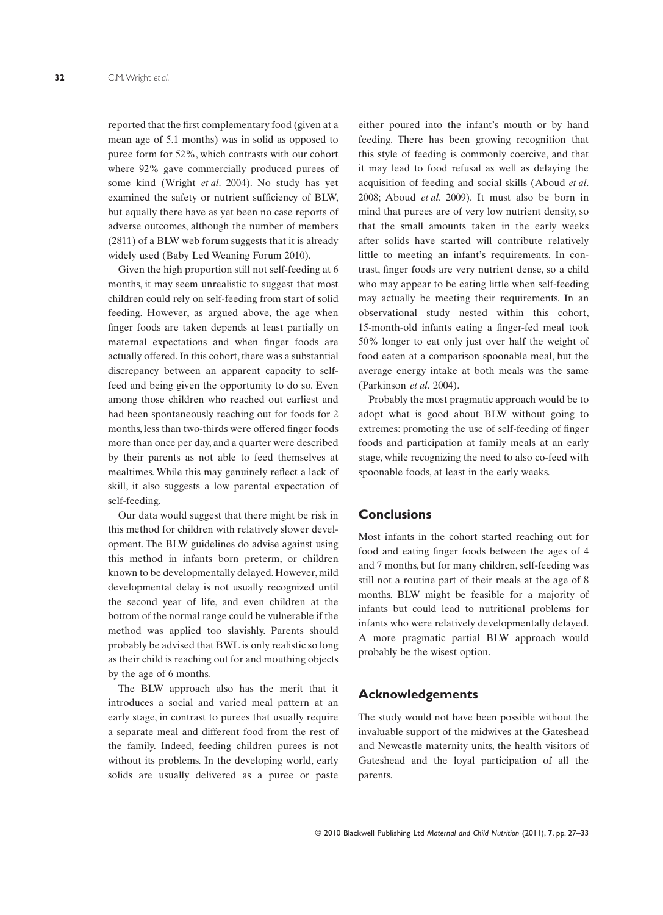reported that the first complementary food (given at a mean age of 5.1 months) was in solid as opposed to puree form for 52%, which contrasts with our cohort where 92% gave commercially produced purees of some kind (Wright *et al*. 2004). No study has yet examined the safety or nutrient sufficiency of BLW, but equally there have as yet been no case reports of adverse outcomes, although the number of members (2811) of a BLW web forum suggests that it is already widely used (Baby Led Weaning Forum 2010).

Given the high proportion still not self-feeding at 6 months, it may seem unrealistic to suggest that most children could rely on self-feeding from start of solid feeding. However, as argued above, the age when finger foods are taken depends at least partially on maternal expectations and when finger foods are actually offered. In this cohort, there was a substantial discrepancy between an apparent capacity to self-feed and being given the opportunity to do so. Even among those children who reached out earliest and had been spontaneously reaching out for foods for 2 months, less than two-thirds were offered finger foods more than once per day, and a quarter were described by their parents as not able to feed themselves at mealtimes. While this may genuinely reflect a lack of skill, it also suggests a low parental expectation of self-feeding.

Our data would suggest that there might be risk in this method for children with relatively slower development. The BLW guidelines do advise against using this method in infants born preterm, or children known to be developmentally delayed. However, mild developmental delay is not usually recognized until the second year of life, and even children at the bottom of the normal range could be vulnerable if the method was applied too slavishly. Parents should probably be advised that BWL is only realistic so long as their child is reaching out for and mouthing objects by the age of 6 months.

The BLW approach also has the merit that it introduces a social and varied meal pattern at an early stage, in contrast to purees that usually require a separate meal and different food from the rest of the family. Indeed, feeding children purees is not without its problems. In the developing world, early solids are usually delivered as a puree or paste either poured into the infant's mouth or by hand feeding. There has been growing recognition that this style of feeding is commonly coercive, and that it may lead to food refusal as well as delaying the acquisition of feeding and social skills (Aboud *et al*. 2008; Aboud *et al*. 2009). It must also be born in mind that purees are of very low nutrient density, so that the small amounts taken in the early weeks after solids have started will contribute relatively little to meeting an infant's requirements. In contrast, finger foods are very nutrient dense, so a child who may appear to be eating little when self-feeding may actually be meeting their requirements. In an observational study nested within this cohort, 15-month-old infants eating a finger-fed meal took 50% longer to eat only just over half the weight of food eaten at a comparison spoonable meal, but the average energy intake at both meals was the same (Parkinson *et al*. 2004).

Probably the most pragmatic approach would be to adopt what is good about BLW without going to extremes: promoting the use of self-feeding of finger foods and participation at family meals at an early stage, while recognizing the need to also co-feed with spoonable foods, at least in the early weeks.

## Conclusions

Most infants in the cohort started reaching out for food and eating finger foods between the ages of 4 and 7 months, but for many children, self-feeding was still not a routine part of their meals at the age of 8 months. BLW might be feasible for a majority of infants but could lead to nutritional problems for infants who were relatively developmentally delayed. A more pragmatic partial BLW approach would probably be the wisest option.

## Acknowledgements

The study would not have been possible without the invaluable support of the midwives at the Gateshead and Newcastle maternity units, the health visitors of Gateshead and the loyal participation of all the parents.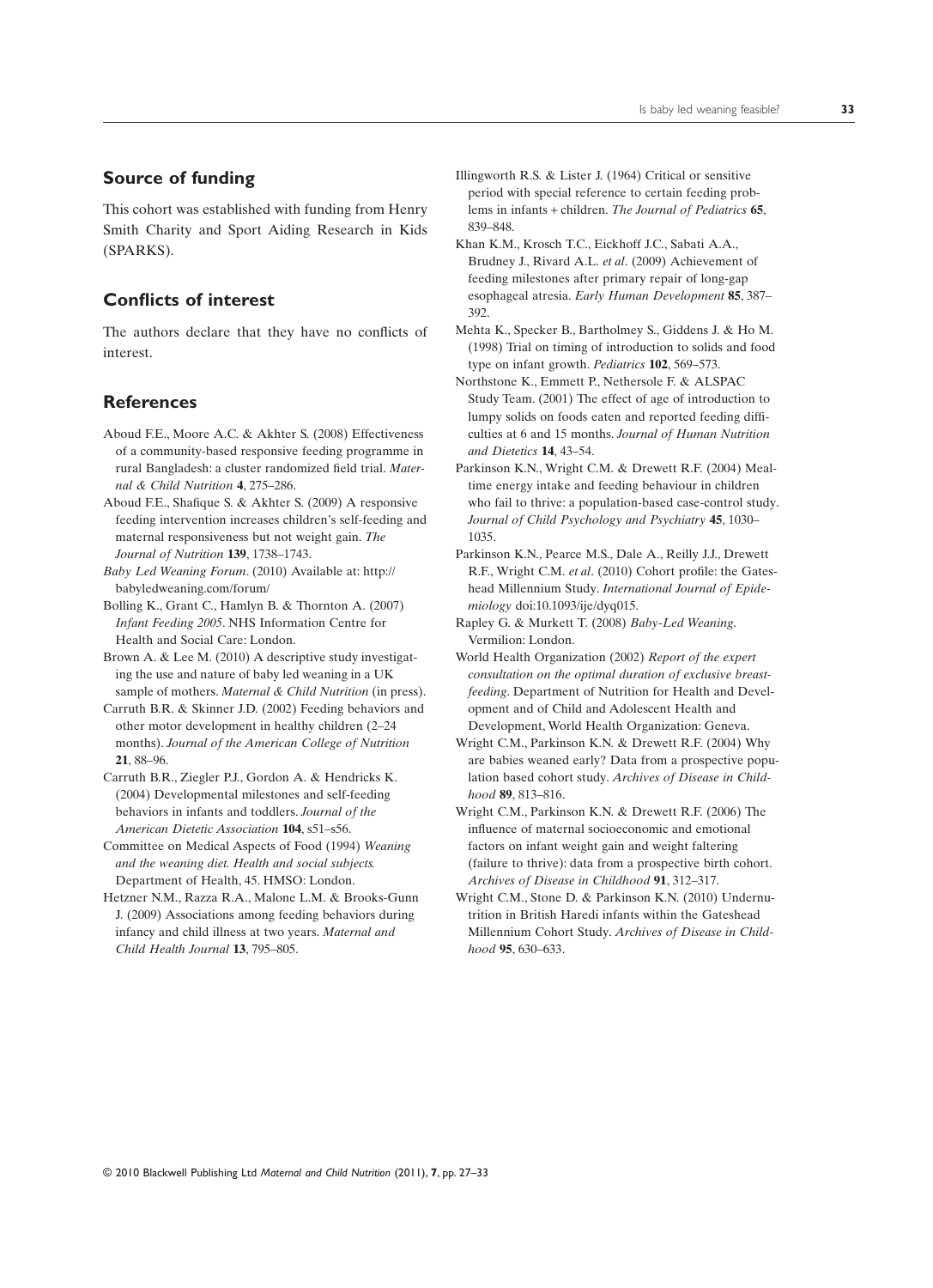## Source of funding

This cohort was established with funding from Henry Smith Charity and Sport Aiding Research in Kids (SPARKS).

## Conflicts of interest

The authors declare that they have no conflicts of interest.

## References

Aboud F.E., Moore A.C. & Akhter S. (2008) Effectiveness of a community-based responsive feeding programme in rural Bangladesh: a cluster randomized field trial. *Maternal & Child Nutrition* **4**, 275–286.

Aboud F.E., Shafique S. & Akhter S. (2009) A responsive feeding intervention increases children's self-feeding and maternal responsiveness but not weight gain. *The Journal of Nutrition* **139**, 1738–1743.

*Baby Led Weaning Forum*. (2010) Available at: http://babyledweaning.com/forum/

Bolling K., Grant C., Hamlyn B. & Thornton A. (2007) *Infant Feeding 2005*. NHS Information Centre for Health and Social Care: London.

Brown A. & Lee M. (2010) A descriptive study investigating the use and nature of baby led weaning in a UK sample of mothers. *Maternal & Child Nutrition* (in press).

Carruth B.R. & Skinner J.D. (2002) Feeding behaviors and other motor development in healthy children (2–24 months). *Journal of the American College of Nutrition* **21**, 88–96.

Carruth B.R., Ziegler P.J., Gordon A. & Hendricks K. (2004) Developmental milestones and self-feeding behaviors in infants and toddlers. *Journal of the American Dietetic Association* **104**, s51–s56.

Committee on Medical Aspects of Food (1994) *Weaning and the weaning diet. Health and social subjects*. Department of Health, 45. HMSO: London.

Hetzner N.M., Razza R.A., Malone L.M. & Brooks-Gunn J. (2009) Associations among feeding behaviors during infancy and child illness at two years. *Maternal and Child Health Journal* **13**, 795–805.

Illingworth R.S. & Lister J. (1964) Critical or sensitive period with special reference to certain feeding problems in infants + children. *The Journal of Pediatrics* **65**, 839–848.

Khan K.M., Krosch T.C., Eickhoff J.C., Sabati A.A., Brudney J., Rivard A.L. *et al*. (2009) Achievement of feeding milestones after primary repair of long-gap esophageal atresia. *Early Human Development* **85**, 387–392.

Mehta K., Specker B., Bartholmey S., Giddens J. & Ho M. (1998) Trial on timing of introduction to solids and food type on infant growth. *Pediatrics* **102**, 569–573.

Northstone K., Emmett P., Nethersole F. & ALSPAC Study Team. (2001) The effect of age of introduction to lumpy solids on foods eaten and reported feeding difficulties at 6 and 15 months. *Journal of Human Nutrition and Dietetics* **14**, 43–54.

Parkinson K.N., Wright C.M. & Drewett R.F. (2004) Mealtime energy intake and feeding behaviour in children who fail to thrive: a population-based case-control study. *Journal of Child Psychology and Psychiatry* **45**, 1030–1035.

Parkinson K.N., Pearce M.S., Dale A., Reilly J.J., Drewett R.F., Wright C.M. *et al*. (2010) Cohort profile: the Gateshead Millennium Study. *International Journal of Epidemiology* doi:10.1093/ije/dyq015.

Rapley G. & Murkett T. (2008) *Baby-Led Weaning*. Vermilion: London.

World Health Organization (2002) *Report of the expert consultation on the optimal duration of exclusive breastfeeding*. Department of Nutrition for Health and Development and of Child and Adolescent Health and Development, World Health Organization: Geneva.

Wright C.M., Parkinson K.N. & Drewett R.F. (2004) Why are babies weaned early? Data from a prospective population based cohort study. *Archives of Disease in Childhood* **89**, 813–816.

Wright C.M., Parkinson K.N. & Drewett R.F. (2006) The influence of maternal socioeconomic and emotional factors on infant weight gain and weight faltering (failure to thrive): data from a prospective birth cohort. *Archives of Disease in Childhood* **91**, 312–317.

Wright C.M., Stone D. & Parkinson K.N. (2010) Undernutrition in British Haredi infants within the Gateshead Millennium Cohort Study. *Archives of Disease in Childhood* **95**, 630–633.